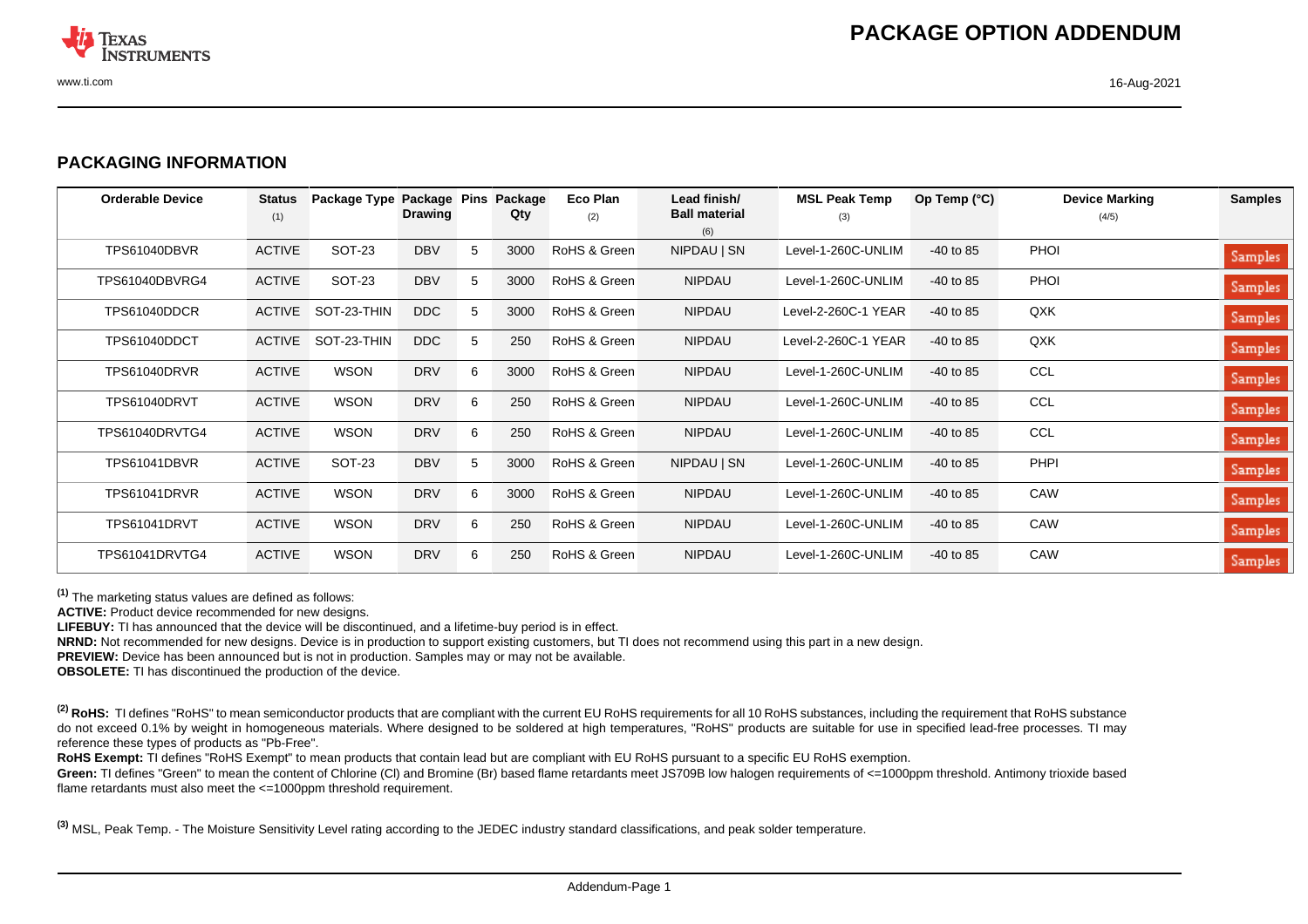# PACKAGE OPTION ADDENDUM

## PACKAGING INFORMATION

| Orderable Device | Status (1) | Package Type | Package Drawing | Pins | Package Qty | Eco Plan (2) | Lead finish/ Ball material (6) | MSL Peak Temp (3) | Op Temp (°C) | Device Marking (4/5) | Samples |
|---|---|---|---|---|---|---|---|---|---|---|---|
| TPS61040DBVR | ACTIVE | SOT-23 | DBV | 5 | 3000 | RoHS & Green | NIPDAU \| SN | Level-1-260C-UNLIM | -40 to 85 | PHOI | Samples |
| TPS61040DBVRG4 | ACTIVE | SOT-23 | DBV | 5 | 3000 | RoHS & Green | NIPDAU | Level-1-260C-UNLIM | -40 to 85 | PHOI | Samples |
| TPS61040DDCR | ACTIVE | SOT-23-THIN | DDC | 5 | 3000 | RoHS & Green | NIPDAU | Level-2-260C-1 YEAR | -40 to 85 | QXK | Samples |
| TPS61040DDCT | ACTIVE | SOT-23-THIN | DDC | 5 | 250 | RoHS & Green | NIPDAU | Level-2-260C-1 YEAR | -40 to 85 | QXK | Samples |
| TPS61040DRVR | ACTIVE | WSON | DRV | 6 | 3000 | RoHS & Green | NIPDAU | Level-1-260C-UNLIM | -40 to 85 | CCL | Samples |
| TPS61040DRVT | ACTIVE | WSON | DRV | 6 | 250 | RoHS & Green | NIPDAU | Level-1-260C-UNLIM | -40 to 85 | CCL | Samples |
| TPS61040DRVTG4 | ACTIVE | WSON | DRV | 6 | 250 | RoHS & Green | NIPDAU | Level-1-260C-UNLIM | -40 to 85 | CCL | Samples |
| TPS61041DBVR | ACTIVE | SOT-23 | DBV | 5 | 3000 | RoHS & Green | NIPDAU \| SN | Level-1-260C-UNLIM | -40 to 85 | PHPI | Samples |
| TPS61041DRVR | ACTIVE | WSON | DRV | 6 | 3000 | RoHS & Green | NIPDAU | Level-1-260C-UNLIM | -40 to 85 | CAW | Samples |
| TPS61041DRVT | ACTIVE | WSON | DRV | 6 | 250 | RoHS & Green | NIPDAU | Level-1-260C-UNLIM | -40 to 85 | CAW | Samples |
| TPS61041DRVTG4 | ACTIVE | WSON | DRV | 6 | 250 | RoHS & Green | NIPDAU | Level-1-260C-UNLIM | -40 to 85 | CAW | Samples |

[1] The marketing status values are defined as follows:

**ACTIVE:** Product device recommended for new designs.

**LIFEBUY:** TI has announced that the device will be discontinued, and a lifetime-buy period is in effect.

**NRND:** Not recommended for new designs. Device is in production to support existing customers, but TI does not recommend using this part in a new design.

**PREVIEW:** Device has been announced but is not in production. Samples may or may not be available.

**OBSOLETE:** TI has discontinued the production of the device.

[2] **RoHS:** TI defines "RoHS" to mean semiconductor products that are compliant with the current EU RoHS requirements for all 10 RoHS substances, including the requirement that RoHS substance do not exceed 0.1% by weight in homogeneous materials. Where designed to be soldered at high temperatures, "RoHS" products are suitable for use in specified lead-free processes. TI may reference these types of products as "Pb-Free".

**RoHS Exempt:** TI defines "RoHS Exempt" to mean products that contain lead but are compliant with EU RoHS pursuant to a specific EU RoHS exemption.

**Green:** TI defines "Green" to mean the content of Chlorine (Cl) and Bromine (Br) based flame retardants meet JS709B low halogen requirements of <=1000ppm threshold. Antimony trioxide based flame retardants must also meet the <=1000ppm threshold requirement.

[3] MSL, Peak Temp. - The Moisture Sensitivity Level rating according to the JEDEC industry standard classifications, and peak solder temperature.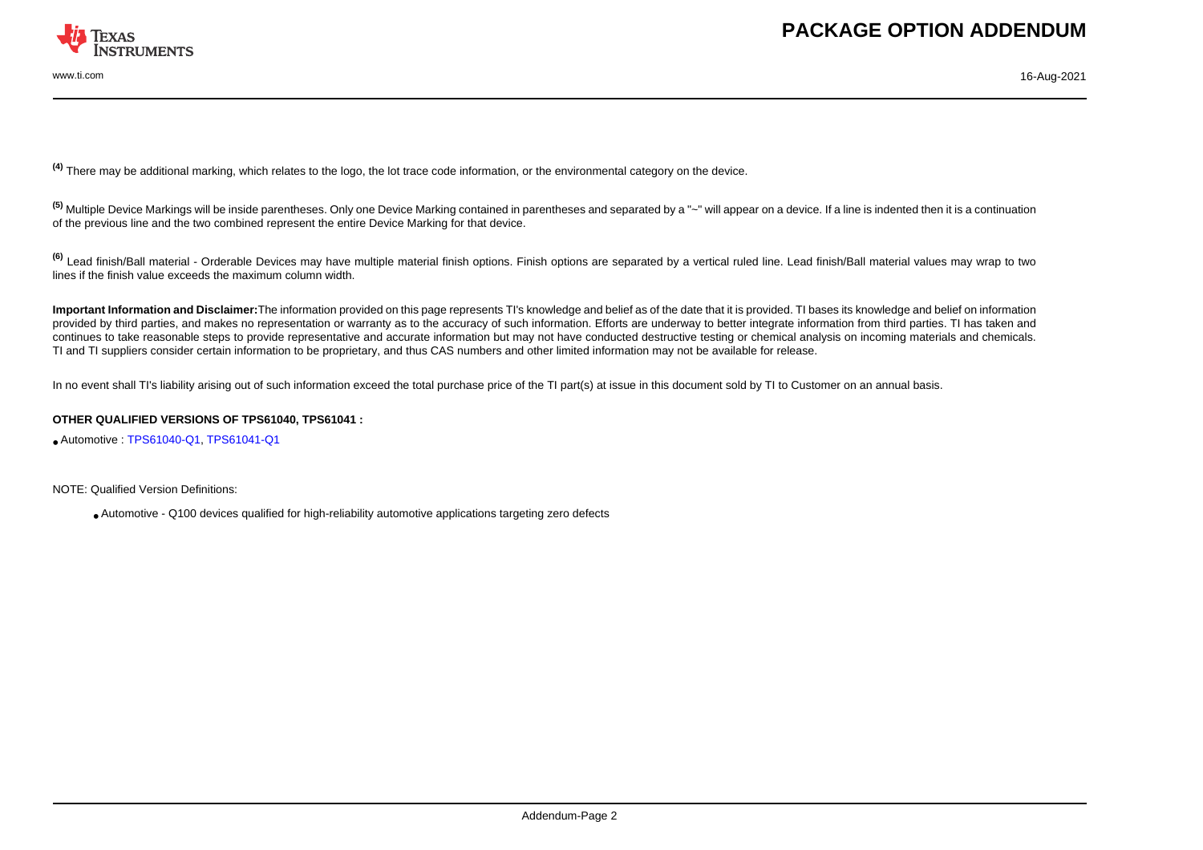[4] There may be additional marking, which relates to the logo, the lot trace code information, or the environmental category on the device.

[5] Multiple Device Markings will be inside parentheses. Only one Device Marking contained in parentheses and separated by a "~" will appear on a device. If a line is indented then it is a continuation of the previous line and the two combined represent the entire Device Marking for that device.

[6] Lead finish/Ball material - Orderable Devices may have multiple material finish options. Finish options are separated by a vertical ruled line. Lead finish/Ball material values may wrap to two lines if the finish value exceeds the maximum column width.

**Important Information and Disclaimer:**The information provided on this page represents TI's knowledge and belief as of the date that it is provided. TI bases its knowledge and belief on information provided by third parties, and makes no representation or warranty as to the accuracy of such information. Efforts are underway to better integrate information from third parties. TI has taken and continues to take reasonable steps to provide representative and accurate information but may not have conducted destructive testing or chemical analysis on incoming materials and chemicals. TI and TI suppliers consider certain information to be proprietary, and thus CAS numbers and other limited information may not be available for release.

In no event shall TI's liability arising out of such information exceed the total purchase price of the TI part(s) at issue in this document sold by TI to Customer on an annual basis.

**OTHER QUALIFIED VERSIONS OF TPS61040, TPS61041 :**

- Automotive : TPS61040-Q1, TPS61041-Q1

NOTE: Qualified Version Definitions:

- Automotive - Q100 devices qualified for high-reliability automotive applications targeting zero defects